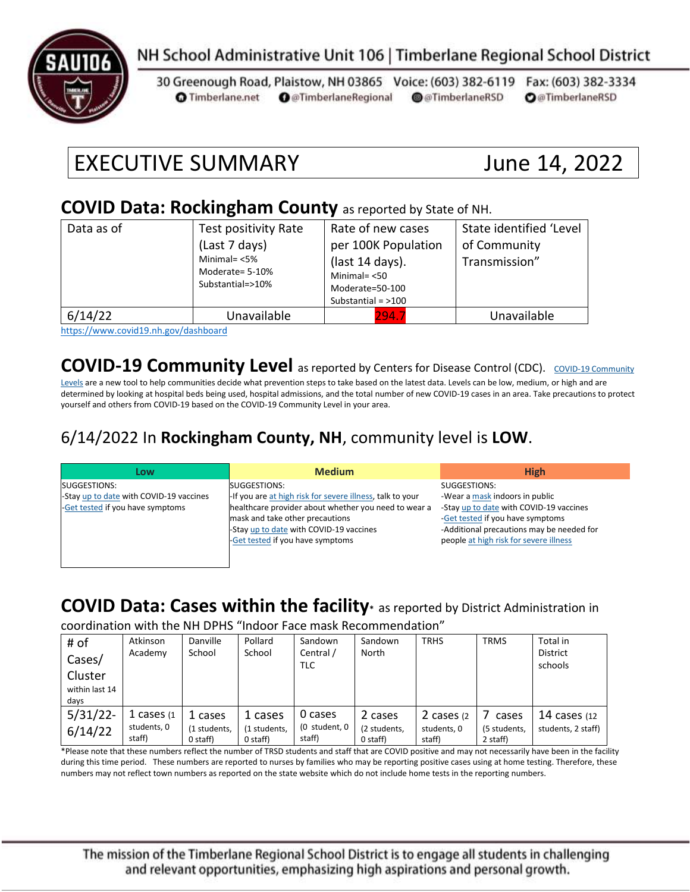NH School Administrative Unit 106 | Timberlane Regional School District

30 Greenough Road, Plaistow, NH 03865 Voice: (603) 382-6119 Fax: (603) 382-3334
Timberlane.net @TimberlaneRegional @TimberlaneRSD @TimberlaneRSD

# EXECUTIVE SUMMARY June 14, 2022

## COVID Data: Rockingham County as reported by State of NH.

| Data as of | Test positivity Rate (Last 7 days) Minimal= <5% Moderate= 5-10% Substantial=>10% | Rate of new cases per 100K Population (last 14 days). Minimal= <50 Moderate=50-100 Substantial = >100 | State identified 'Level of Community Transmission" |
|---|---|---|---|
| 6/14/22 | Unavailable | 294.7 | Unavailable |

https://www.covid19.nh.gov/dashboard

## COVID-19 Community Level as reported by Centers for Disease Control (CDC).

COVID-19 Community Levels are a new tool to help communities decide what prevention steps to take based on the latest data. Levels can be low, medium, or high and are determined by looking at hospital beds being used, hospital admissions, and the total number of new COVID-19 cases in an area. Take precautions to protect yourself and others from COVID-19 based on the COVID-19 Community Level in your area.

### 6/14/2022 In **Rockingham County, NH**, community level is **LOW**.

| Low | Medium | High |
|---|---|---|
| SUGGESTIONS:<br>-Stay up to date with COVID-19 vaccines<br>-Get tested if you have symptoms | SUGGESTIONS:<br>-If you are at high risk for severe illness, talk to your healthcare provider about whether you need to wear a mask and take other precautions<br>-Stay up to date with COVID-19 vaccines<br>-Get tested if you have symptoms | SUGGESTIONS:<br>-Wear a mask indoors in public<br>-Stay up to date with COVID-19 vaccines<br>-Get tested if you have symptoms<br>-Additional precautions may be needed for people at high risk for severe illness |

## COVID Data: Cases within the facility* as reported by District Administration in coordination with the NH DPHS "Indoor Face mask Recommendation"

| # of Cases/ Cluster within last 14 days | Atkinson Academy | Danville School | Pollard School | Sandown Central / TLC | Sandown North | TRHS | TRMS | Total in District schools |
|---|---|---|---|---|---|---|---|---|
| 5/31/22-6/14/22 | 1 cases (1 students, 0 staff) | 1 cases (1 students, 0 staff) | 1 cases (1 students, 0 staff) | 0 cases (0 student, 0 staff) | 2 cases (2 students, 0 staff) | 2 cases (2 students, 0 staff) | 7 cases (5 students, 2 staff) | 14 cases (12 students, 2 staff) |

*Please note that these numbers reflect the number of TRSD students and staff that are COVID positive and may not necessarily have been in the facility during this time period. These numbers are reported to nurses by families who may be reporting positive cases using at home testing. Therefore, these numbers may not reflect town numbers as reported on the state website which do not include home tests in the reporting numbers.

The mission of the Timberlane Regional School District is to engage all students in challenging and relevant opportunities, emphasizing high aspirations and personal growth.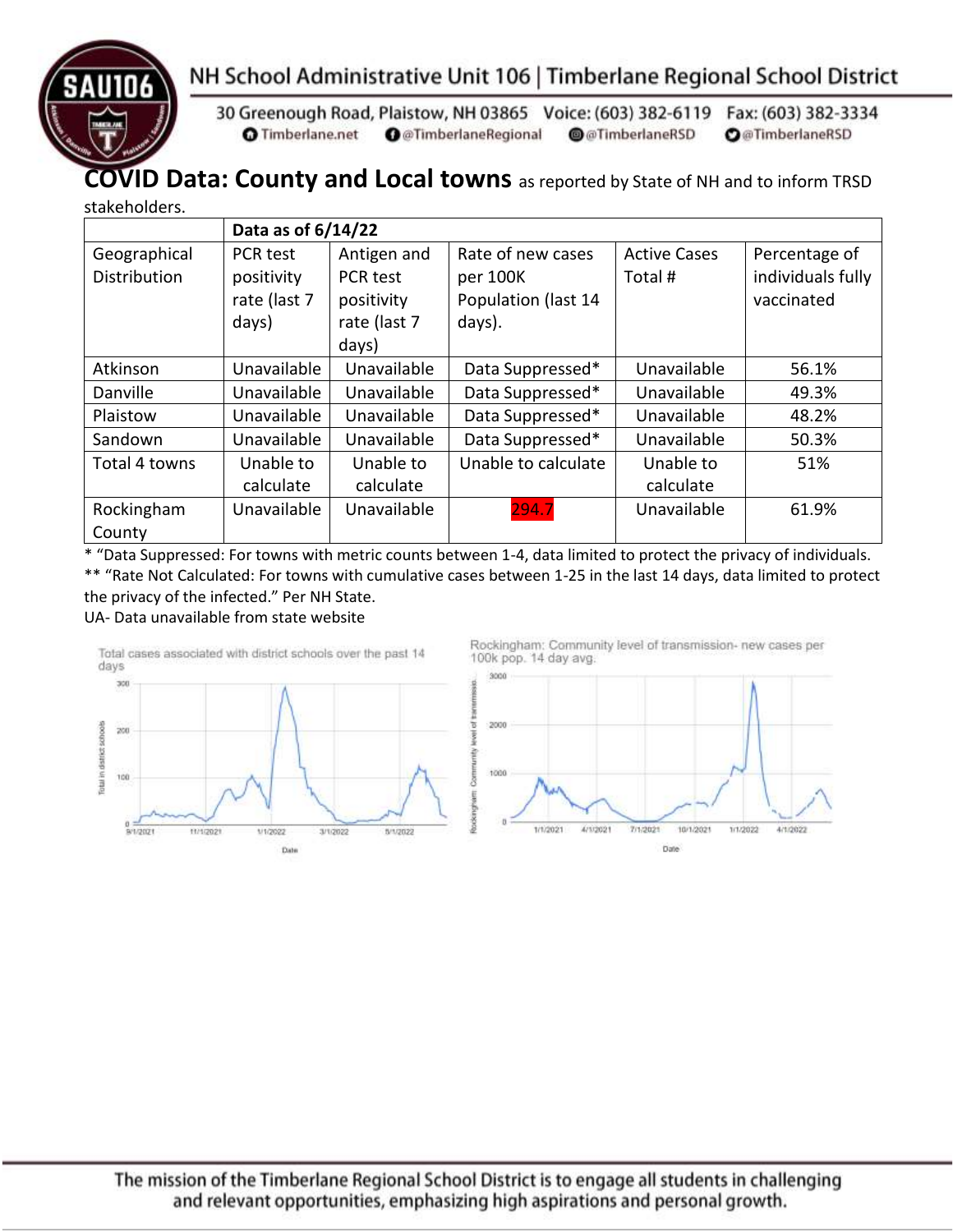NH School Administrative Unit 106 | Timberlane Regional School District

30 Greenough Road, Plaistow, NH 03865 Voice: (603) 382-6119 Fax: (603) 382-3334
Timberlane.net @TimberlaneRegional @TimberlaneRSD @TimberlaneRSD

## COVID Data: County and Local towns as reported by State of NH and to inform TRSD stakeholders.

| | Data as of 6/14/22 | | | | |
|---|---|---|---|---|---|
| Geographical Distribution | PCR test positivity rate (last 7 days) | Antigen and PCR test positivity rate (last 7 days) | Rate of new cases per 100K Population (last 14 days). | Active Cases Total # | Percentage of individuals fully vaccinated |
| Atkinson | Unavailable | Unavailable | Data Suppressed* | Unavailable | 56.1% |
| Danville | Unavailable | Unavailable | Data Suppressed* | Unavailable | 49.3% |
| Plaistow | Unavailable | Unavailable | Data Suppressed* | Unavailable | 48.2% |
| Sandown | Unavailable | Unavailable | Data Suppressed* | Unavailable | 50.3% |
| Total 4 towns | Unable to calculate | Unable to calculate | Unable to calculate | Unable to calculate | 51% |
| Rockingham County | Unavailable | Unavailable | 294.7 | Unavailable | 61.9% |

\* "Data Suppressed: For towns with metric counts between 1-4, data limited to protect the privacy of individuals.
\*\* "Rate Not Calculated: For towns with cumulative cases between 1-25 in the last 14 days, data limited to protect the privacy of the infected." Per NH State.
UA- Data unavailable from state website

Total cases associated with district schools over the past 14 days
Total in district schools
300
200
100
0
9/1/2021 11/1/2021 1/1/2022 3/1/2022 5/1/2022
Date

Rockingham: Community level of transmission- new cases per 100k pop. 14 day avg.
Rockingham: Community level of transmissio...
3000
2000
1000
0
1/1/2021 4/1/2021 7/1/2021 10/1/2021 1/1/2022 4/1/2022
Date

The mission of the Timberlane Regional School District is to engage all students in challenging and relevant opportunities, emphasizing high aspirations and personal growth.